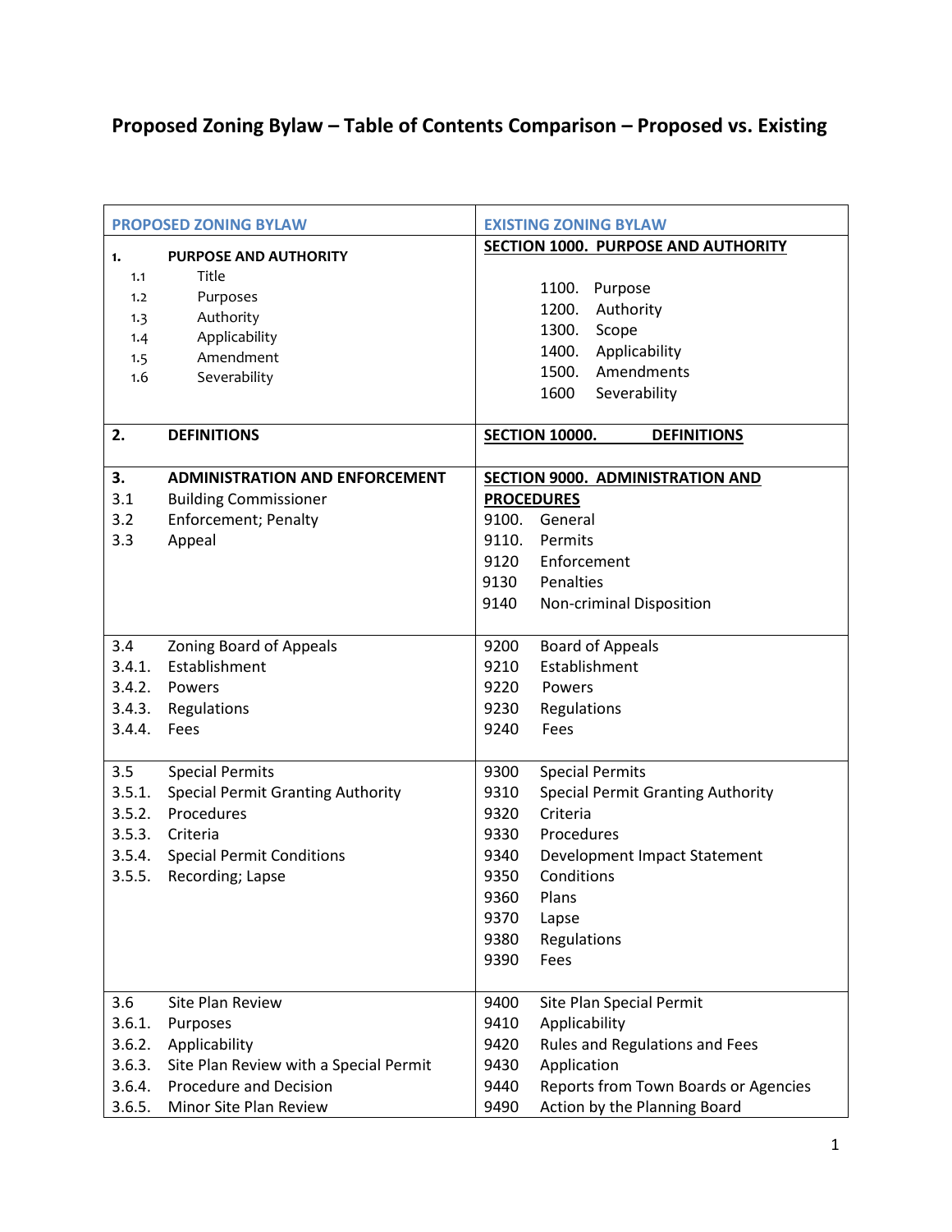# Proposed Zoning Bylaw – Table of Contents Comparison – Proposed vs. Existing

| PROPOSED ZONING BYLAW | EXISTING ZONING BYLAW |
|---|---|
| **1. PURPOSE AND AUTHORITY**<br>1.1 Title<br>1.2 Purposes<br>1.3 Authority<br>1.4 Applicability<br>1.5 Amendment<br>1.6 Severability | **SECTION 1000. PURPOSE AND AUTHORITY**<br>1100. Purpose<br>1200. Authority<br>1300. Scope<br>1400. Applicability<br>1500. Amendments<br>1600 Severability |
| **2. DEFINITIONS** | **SECTION 10000. DEFINITIONS** |
| **3. ADMINISTRATION AND ENFORCEMENT**<br>3.1 Building Commissioner<br>3.2 Enforcement; Penalty<br>3.3 Appeal | **SECTION 9000. ADMINISTRATION AND PROCEDURES**<br>9100. General<br>9110. Permits<br>9120 Enforcement<br>9130 Penalties<br>9140 Non-criminal Disposition |
| 3.4 Zoning Board of Appeals<br>3.4.1. Establishment<br>3.4.2. Powers<br>3.4.3. Regulations<br>3.4.4. Fees | 9200 Board of Appeals<br>9210 Establishment<br>9220 Powers<br>9230 Regulations<br>9240 Fees |
| 3.5 Special Permits<br>3.5.1. Special Permit Granting Authority<br>3.5.2. Procedures<br>3.5.3. Criteria<br>3.5.4. Special Permit Conditions<br>3.5.5. Recording; Lapse | 9300 Special Permits<br>9310 Special Permit Granting Authority<br>9320 Criteria<br>9330 Procedures<br>9340 Development Impact Statement<br>9350 Conditions<br>9360 Plans<br>9370 Lapse<br>9380 Regulations<br>9390 Fees |
| 3.6 Site Plan Review<br>3.6.1. Purposes<br>3.6.2. Applicability<br>3.6.3. Site Plan Review with a Special Permit<br>3.6.4. Procedure and Decision<br>3.6.5. Minor Site Plan Review | 9400 Site Plan Special Permit<br>9410 Applicability<br>9420 Rules and Regulations and Fees<br>9430 Application<br>9440 Reports from Town Boards or Agencies<br>9490 Action by the Planning Board |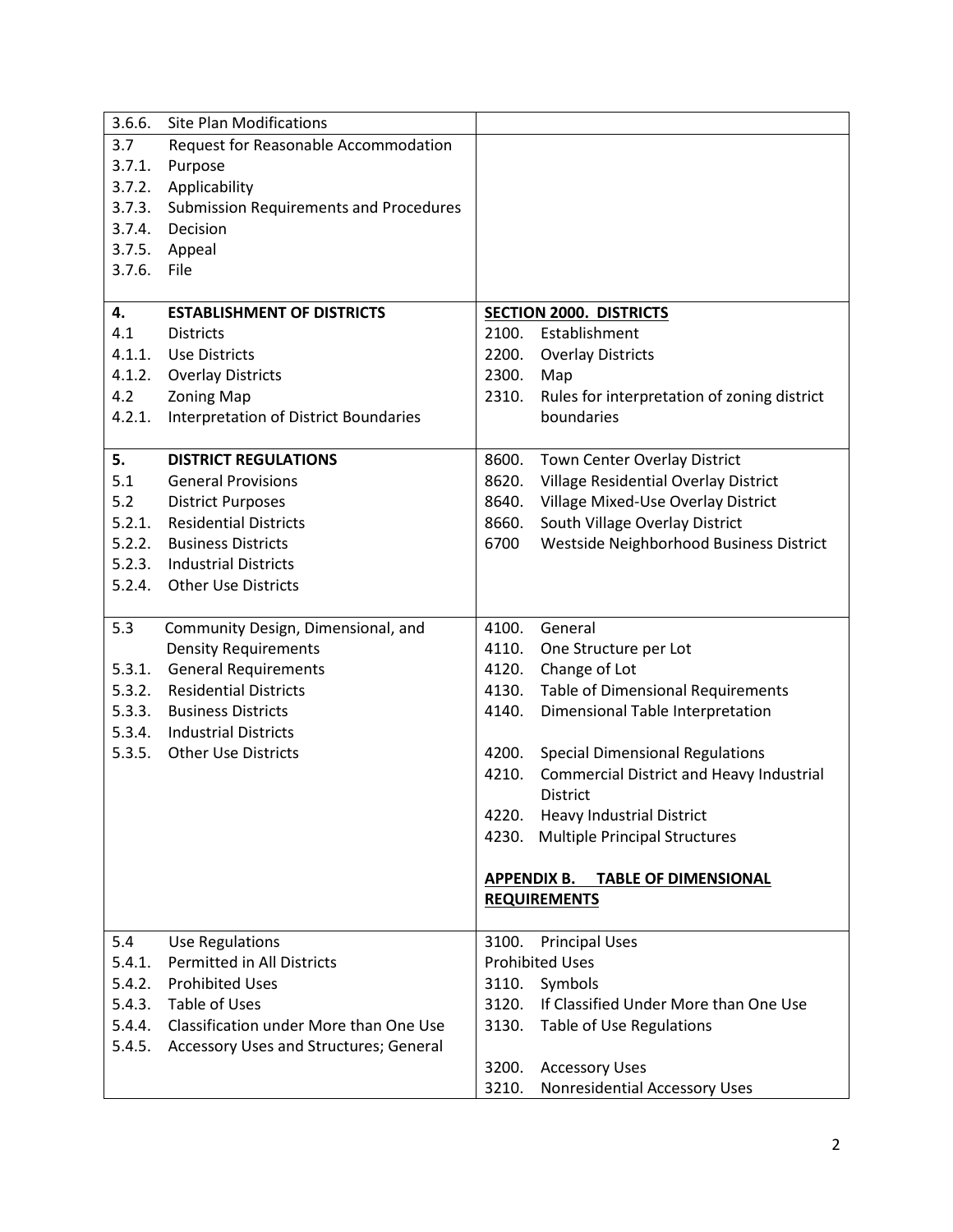| | |
|---|---|
| 3.6.6. Site Plan Modifications | |
| 3.7 Request for Reasonable Accommodation<br>3.7.1. Purpose<br>3.7.2. Applicability<br>3.7.3. Submission Requirements and Procedures<br>3.7.4. Decision<br>3.7.5. Appeal<br>3.7.6. File | |
| **4. ESTABLISHMENT OF DISTRICTS**<br>4.1 Districts<br>4.1.1. Use Districts<br>4.1.2. Overlay Districts<br>4.2 Zoning Map<br>4.2.1. Interpretation of District Boundaries | **SECTION 2000. DISTRICTS**<br>2100. Establishment<br>2200. Overlay Districts<br>2300. Map<br>2310. Rules for interpretation of zoning district boundaries |
| **5. DISTRICT REGULATIONS**<br>5.1 General Provisions<br>5.2 District Purposes<br>5.2.1. Residential Districts<br>5.2.2. Business Districts<br>5.2.3. Industrial Districts<br>5.2.4. Other Use Districts | 8600. Town Center Overlay District<br>8620. Village Residential Overlay District<br>8640. Village Mixed-Use Overlay District<br>8660. South Village Overlay District<br>6700 Westside Neighborhood Business District |
| 5.3 Community Design, Dimensional, and Density Requirements<br>5.3.1. General Requirements<br>5.3.2. Residential Districts<br>5.3.3. Business Districts<br>5.3.4. Industrial Districts<br>5.3.5. Other Use Districts | 4100. General<br>4110. One Structure per Lot<br>4120. Change of Lot<br>4130. Table of Dimensional Requirements<br>4140. Dimensional Table Interpretation<br><br>4200. Special Dimensional Regulations<br>4210. Commercial District and Heavy Industrial District<br>4220. Heavy Industrial District<br>4230. Multiple Principal Structures<br><br>**APPENDIX B. TABLE OF DIMENSIONAL REQUIREMENTS** |
| 5.4 Use Regulations<br>5.4.1. Permitted in All Districts<br>5.4.2. Prohibited Uses<br>5.4.3. Table of Uses<br>5.4.4. Classification under More than One Use<br>5.4.5. Accessory Uses and Structures; General | 3100. Principal Uses<br>Prohibited Uses<br>3110. Symbols<br>3120. If Classified Under More than One Use<br>3130. Table of Use Regulations<br><br>3200. Accessory Uses<br>3210. Nonresidential Accessory Uses |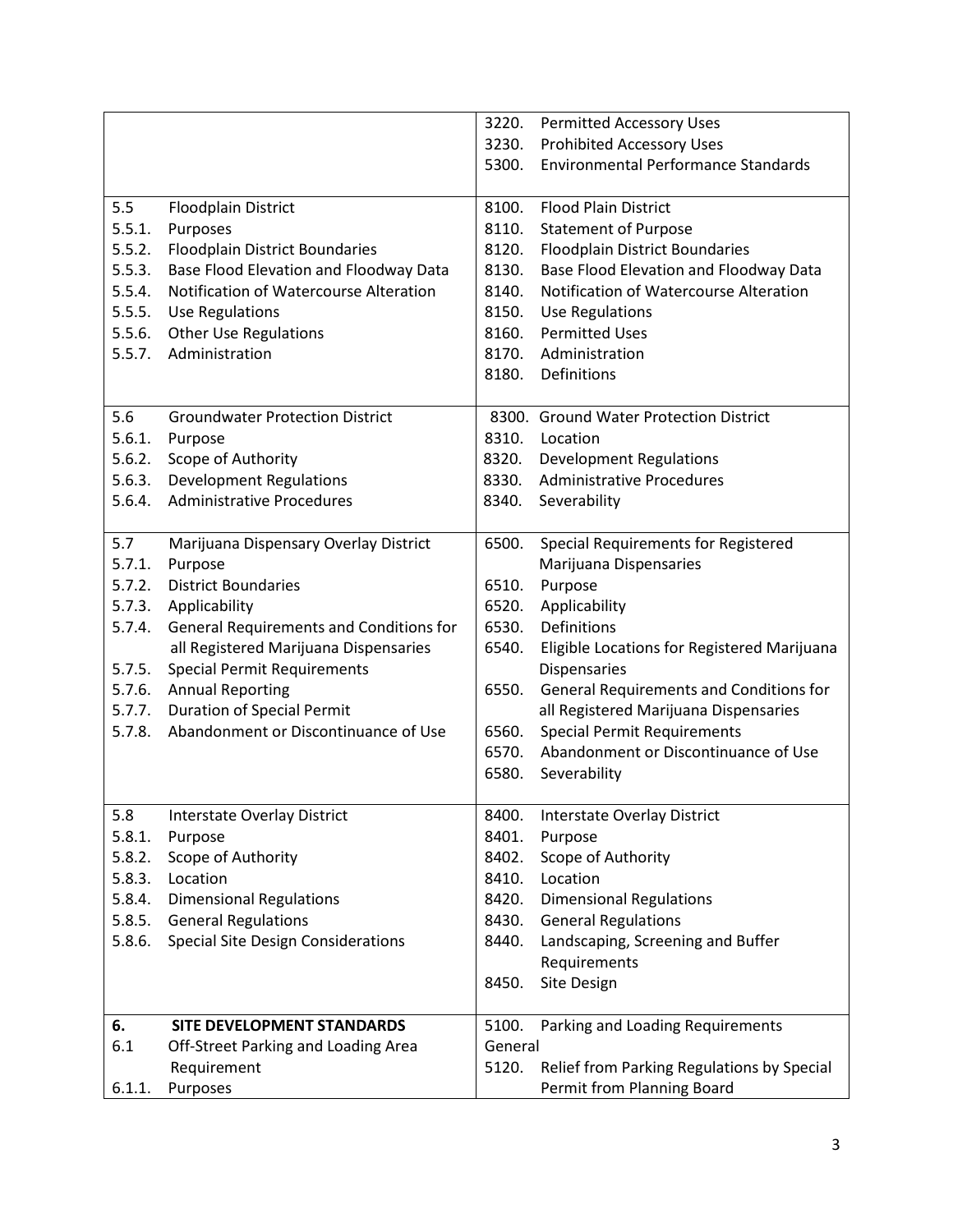| | |
|---|---|
| | 3220. Permitted Accessory Uses<br>3230. Prohibited Accessory Uses<br>5300. Environmental Performance Standards |
| 5.5 Floodplain District<br>5.5.1. Purposes<br>5.5.2. Floodplain District Boundaries<br>5.5.3. Base Flood Elevation and Floodway Data<br>5.5.4. Notification of Watercourse Alteration<br>5.5.5. Use Regulations<br>5.5.6. Other Use Regulations<br>5.5.7. Administration | 8100. Flood Plain District<br>8110. Statement of Purpose<br>8120. Floodplain District Boundaries<br>8130. Base Flood Elevation and Floodway Data<br>8140. Notification of Watercourse Alteration<br>8150. Use Regulations<br>8160. Permitted Uses<br>8170. Administration<br>8180. Definitions |
| 5.6 Groundwater Protection District<br>5.6.1. Purpose<br>5.6.2. Scope of Authority<br>5.6.3. Development Regulations<br>5.6.4. Administrative Procedures | 8300. Ground Water Protection District<br>8310. Location<br>8320. Development Regulations<br>8330. Administrative Procedures<br>8340. Severability |
| 5.7 Marijuana Dispensary Overlay District<br>5.7.1. Purpose<br>5.7.2. District Boundaries<br>5.7.3. Applicability<br>5.7.4. General Requirements and Conditions for all Registered Marijuana Dispensaries<br>5.7.5. Special Permit Requirements<br>5.7.6. Annual Reporting<br>5.7.7. Duration of Special Permit<br>5.7.8. Abandonment or Discontinuance of Use | 6500. Special Requirements for Registered Marijuana Dispensaries<br>6510. Purpose<br>6520. Applicability<br>6530. Definitions<br>6540. Eligible Locations for Registered Marijuana Dispensaries<br>6550. General Requirements and Conditions for all Registered Marijuana Dispensaries<br>6560. Special Permit Requirements<br>6570. Abandonment or Discontinuance of Use<br>6580. Severability |
| 5.8 Interstate Overlay District<br>5.8.1. Purpose<br>5.8.2. Scope of Authority<br>5.8.3. Location<br>5.8.4. Dimensional Regulations<br>5.8.5. General Regulations<br>5.8.6. Special Site Design Considerations | 8400. Interstate Overlay District<br>8401. Purpose<br>8402. Scope of Authority<br>8410. Location<br>8420. Dimensional Regulations<br>8430. General Regulations<br>8440. Landscaping, Screening and Buffer Requirements<br>8450. Site Design |
| **6. SITE DEVELOPMENT STANDARDS**<br>6.1 Off-Street Parking and Loading Area Requirement<br>6.1.1. Purposes | 5100. Parking and Loading Requirements General<br>5120. Relief from Parking Regulations by Special Permit from Planning Board |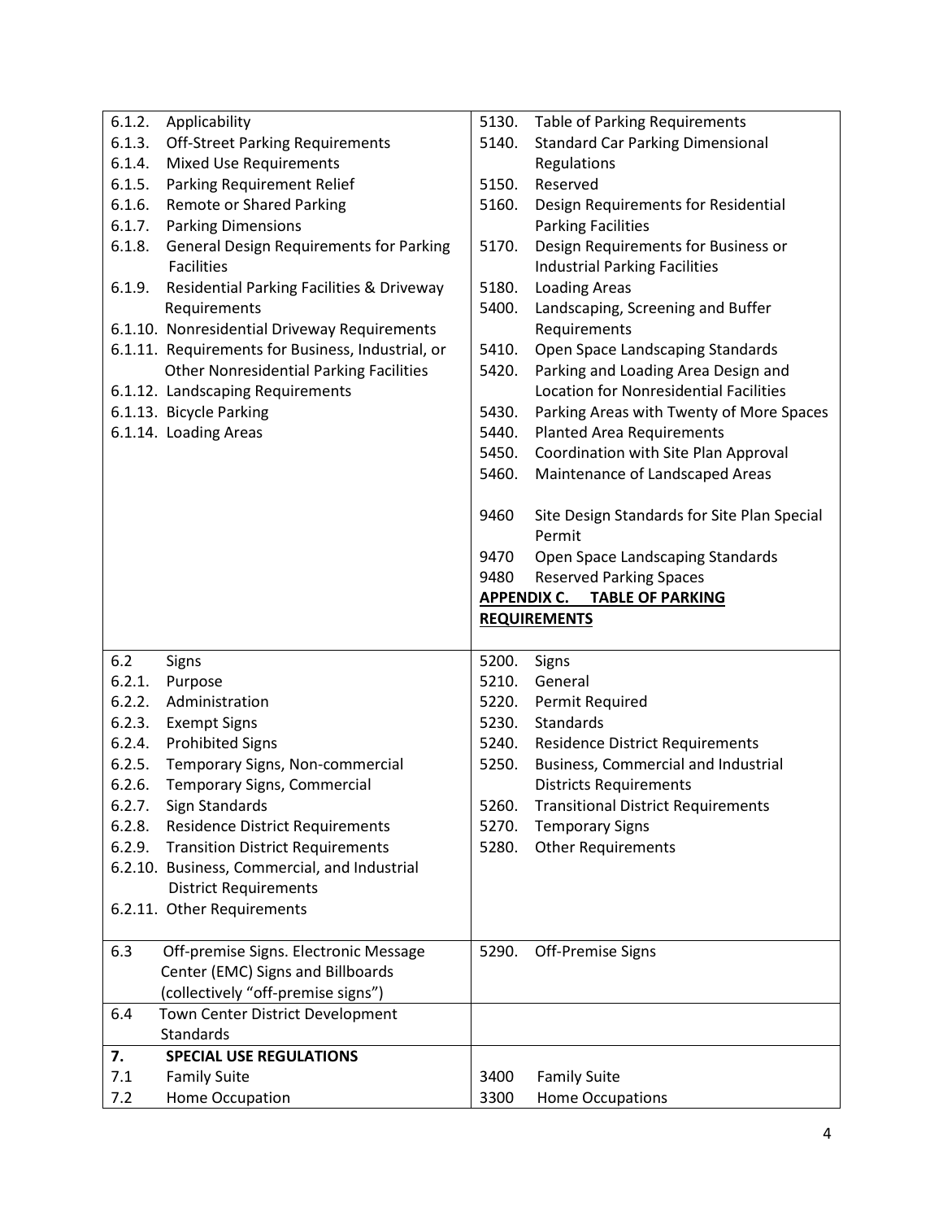| | |
|---|---|
| 6.1.2. Applicability<br>6.1.3. Off-Street Parking Requirements<br>6.1.4. Mixed Use Requirements<br>6.1.5. Parking Requirement Relief<br>6.1.6. Remote or Shared Parking<br>6.1.7. Parking Dimensions<br>6.1.8. General Design Requirements for Parking Facilities<br>6.1.9. Residential Parking Facilities & Driveway Requirements<br>6.1.10. Nonresidential Driveway Requirements<br>6.1.11. Requirements for Business, Industrial, or Other Nonresidential Parking Facilities<br>6.1.12. Landscaping Requirements<br>6.1.13. Bicycle Parking<br>6.1.14. Loading Areas | 5130. Table of Parking Requirements<br>5140. Standard Car Parking Dimensional Regulations<br>5150. Reserved<br>5160. Design Requirements for Residential Parking Facilities<br>5170. Design Requirements for Business or Industrial Parking Facilities<br>5180. Loading Areas<br>5400. Landscaping, Screening and Buffer Requirements<br>5410. Open Space Landscaping Standards<br>5420. Parking and Loading Area Design and Location for Nonresidential Facilities<br>5430. Parking Areas with Twenty of More Spaces<br>5440. Planted Area Requirements<br>5450. Coordination with Site Plan Approval<br>5460. Maintenance of Landscaped Areas<br><br>9460 Site Design Standards for Site Plan Special Permit<br>9470 Open Space Landscaping Standards<br>9480 Reserved Parking Spaces<br>**APPENDIX C. TABLE OF PARKING REQUIREMENTS** |
| 6.2 Signs<br>6.2.1. Purpose<br>6.2.2. Administration<br>6.2.3. Exempt Signs<br>6.2.4. Prohibited Signs<br>6.2.5. Temporary Signs, Non-commercial<br>6.2.6. Temporary Signs, Commercial<br>6.2.7. Sign Standards<br>6.2.8. Residence District Requirements<br>6.2.9. Transition District Requirements<br>6.2.10. Business, Commercial, and Industrial District Requirements<br>6.2.11. Other Requirements | 5200. Signs<br>5210. General<br>5220. Permit Required<br>5230. Standards<br>5240. Residence District Requirements<br>5250. Business, Commercial and Industrial Districts Requirements<br>5260. Transitional District Requirements<br>5270. Temporary Signs<br>5280. Other Requirements |
| 6.3 Off-premise Signs. Electronic Message Center (EMC) Signs and Billboards (collectively "off-premise signs") | 5290. Off-Premise Signs |
| 6.4 Town Center District Development Standards | |
| **7. SPECIAL USE REGULATIONS**<br>7.1 Family Suite<br>7.2 Home Occupation | <br>3400 Family Suite<br>3300 Home Occupations |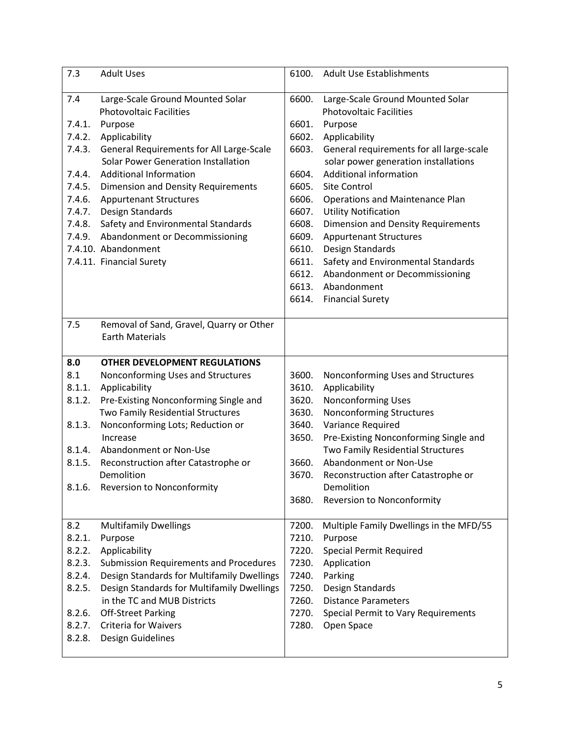| | |
|---|---|
| 7.3 Adult Uses | 6100. Adult Use Establishments |
| 7.4 Large-Scale Ground Mounted Solar Photovoltaic Facilities<br>7.4.1. Purpose<br>7.4.2. Applicability<br>7.4.3. General Requirements for All Large-Scale Solar Power Generation Installation<br>7.4.4. Additional Information<br>7.4.5. Dimension and Density Requirements<br>7.4.6. Appurtenant Structures<br>7.4.7. Design Standards<br>7.4.8. Safety and Environmental Standards<br>7.4.9. Abandonment or Decommissioning<br>7.4.10. Abandonment<br>7.4.11. Financial Surety | 6600. Large-Scale Ground Mounted Solar Photovoltaic Facilities<br>6601. Purpose<br>6602. Applicability<br>6603. General requirements for all large-scale solar power generation installations<br>6604. Additional information<br>6605. Site Control<br>6606. Operations and Maintenance Plan<br>6607. Utility Notification<br>6608. Dimension and Density Requirements<br>6609. Appurtenant Structures<br>6610. Design Standards<br>6611. Safety and Environmental Standards<br>6612. Abandonment or Decommissioning<br>6613. Abandonment<br>6614. Financial Surety |
| 7.5 Removal of Sand, Gravel, Quarry or Other Earth Materials | |
| **8.0 OTHER DEVELOPMENT REGULATIONS**<br>8.1 Nonconforming Uses and Structures<br>8.1.1. Applicability<br>8.1.2. Pre-Existing Nonconforming Single and Two Family Residential Structures<br>8.1.3. Nonconforming Lots; Reduction or Increase<br>8.1.4. Abandonment or Non-Use<br>8.1.5. Reconstruction after Catastrophe or Demolition<br>8.1.6. Reversion to Nonconformity | <br>3600. Nonconforming Uses and Structures<br>3610. Applicability<br>3620. Nonconforming Uses<br>3630. Nonconforming Structures<br>3640. Variance Required<br>3650. Pre-Existing Nonconforming Single and Two Family Residential Structures<br>3660. Abandonment or Non-Use<br>3670. Reconstruction after Catastrophe or Demolition<br>3680. Reversion to Nonconformity |
| 8.2 Multifamily Dwellings<br>8.2.1. Purpose<br>8.2.2. Applicability<br>8.2.3. Submission Requirements and Procedures<br>8.2.4. Design Standards for Multifamily Dwellings<br>8.2.5. Design Standards for Multifamily Dwellings in the TC and MUB Districts<br>8.2.6. Off-Street Parking<br>8.2.7. Criteria for Waivers<br>8.2.8. Design Guidelines | 7200. Multiple Family Dwellings in the MFD/55<br>7210. Purpose<br>7220. Special Permit Required<br>7230. Application<br>7240. Parking<br>7250. Design Standards<br>7260. Distance Parameters<br>7270. Special Permit to Vary Requirements<br>7280. Open Space |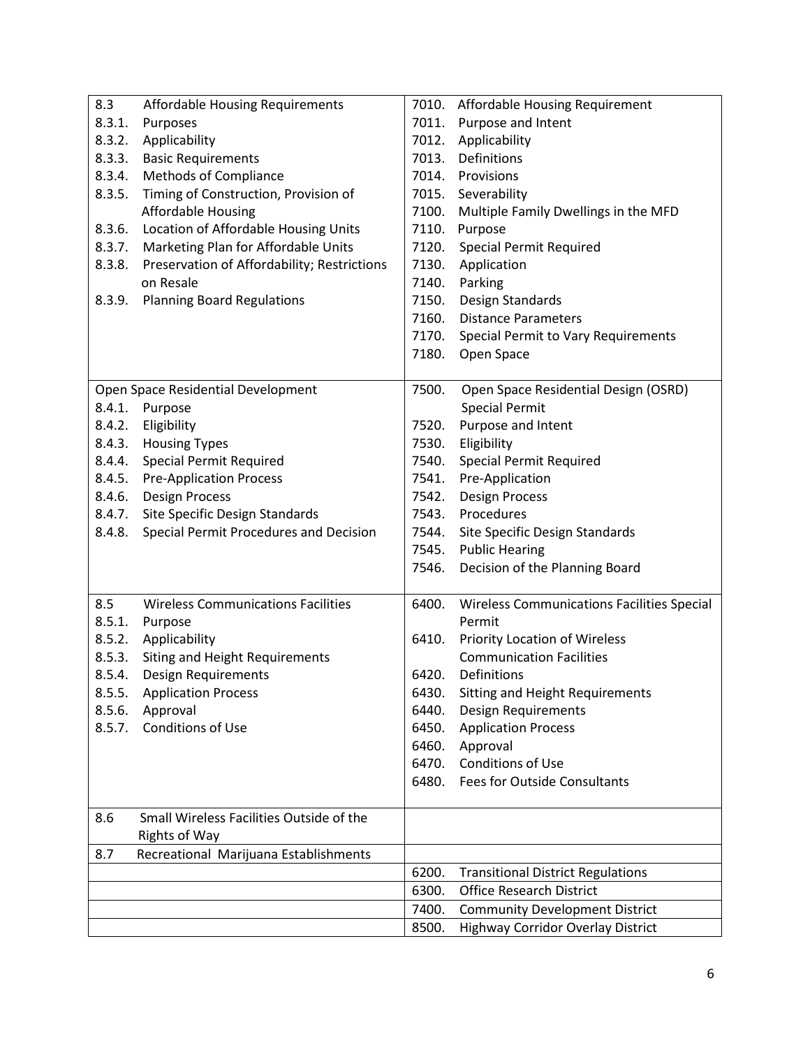| | |
|---|---|
| 8.3 Affordable Housing Requirements<br>8.3.1. Purposes<br>8.3.2. Applicability<br>8.3.3. Basic Requirements<br>8.3.4. Methods of Compliance<br>8.3.5. Timing of Construction, Provision of Affordable Housing<br>8.3.6. Location of Affordable Housing Units<br>8.3.7. Marketing Plan for Affordable Units<br>8.3.8. Preservation of Affordability; Restrictions on Resale<br>8.3.9. Planning Board Regulations | 7010. Affordable Housing Requirement<br>7011. Purpose and Intent<br>7012. Applicability<br>7013. Definitions<br>7014. Provisions<br>7015. Severability<br>7100. Multiple Family Dwellings in the MFD<br>7110. Purpose<br>7120. Special Permit Required<br>7130. Application<br>7140. Parking<br>7150. Design Standards<br>7160. Distance Parameters<br>7170. Special Permit to Vary Requirements<br>7180. Open Space |
| Open Space Residential Development<br>8.4.1. Purpose<br>8.4.2. Eligibility<br>8.4.3. Housing Types<br>8.4.4. Special Permit Required<br>8.4.5. Pre-Application Process<br>8.4.6. Design Process<br>8.4.7. Site Specific Design Standards<br>8.4.8. Special Permit Procedures and Decision | 7500. Open Space Residential Design (OSRD) Special Permit<br>7520. Purpose and Intent<br>7530. Eligibility<br>7540. Special Permit Required<br>7541. Pre-Application<br>7542. Design Process<br>7543. Procedures<br>7544. Site Specific Design Standards<br>7545. Public Hearing<br>7546. Decision of the Planning Board |
| 8.5 Wireless Communications Facilities<br>8.5.1. Purpose<br>8.5.2. Applicability<br>8.5.3. Siting and Height Requirements<br>8.5.4. Design Requirements<br>8.5.5. Application Process<br>8.5.6. Approval<br>8.5.7. Conditions of Use | 6400. Wireless Communications Facilities Special Permit<br>6410. Priority Location of Wireless Communication Facilities<br>6420. Definitions<br>6430. Sitting and Height Requirements<br>6440. Design Requirements<br>6450. Application Process<br>6460. Approval<br>6470. Conditions of Use<br>6480. Fees for Outside Consultants |
| 8.6 Small Wireless Facilities Outside of the Rights of Way | |
| 8.7 Recreational Marijuana Establishments | |
| | 6200. Transitional District Regulations |
| | 6300. Office Research District |
| | 7400. Community Development District |
| | 8500. Highway Corridor Overlay District |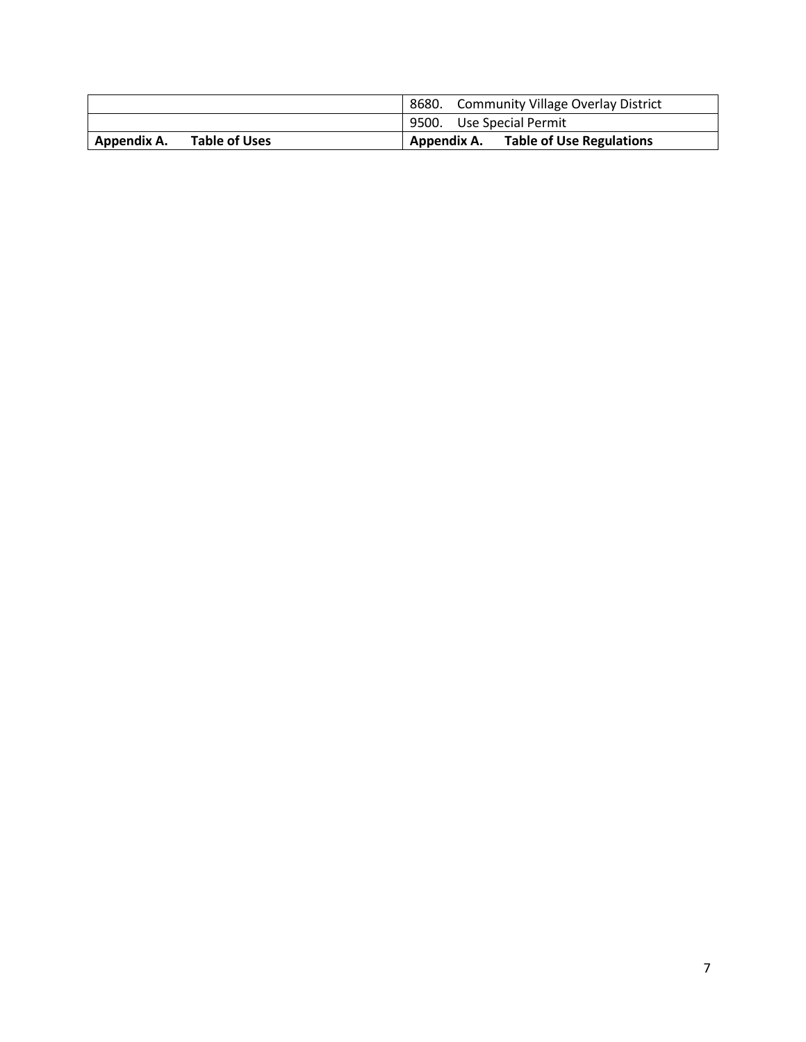| | |
|---|---|
| | 8680. Community Village Overlay District |
| | 9500. Use Special Permit |
| **Appendix A. Table of Uses** | **Appendix A. Table of Use Regulations** |